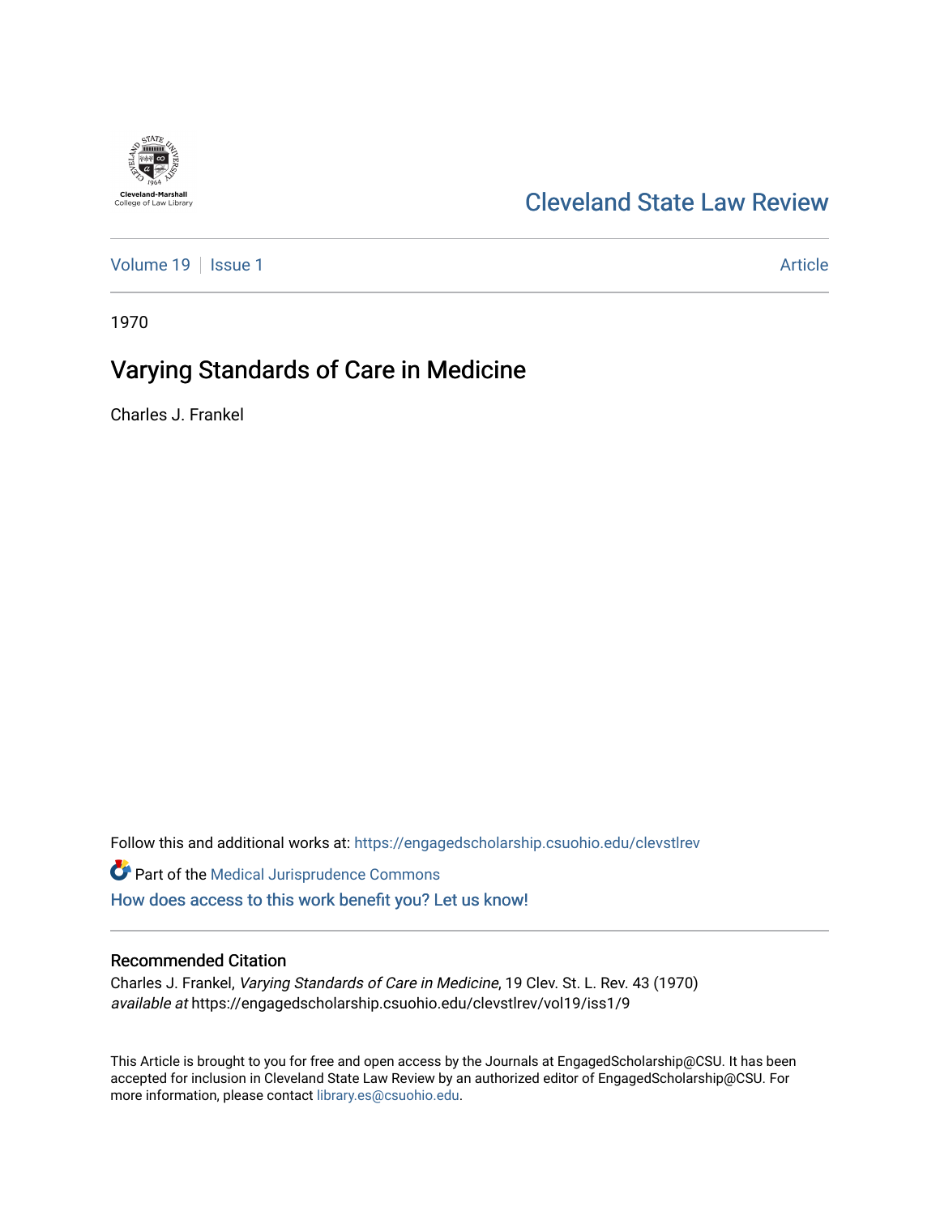Cleveland-Marshall College of Law Library

# Cleveland State Law Review

Volume 19 | Issue 1 | Article

1970

## Varying Standards of Care in Medicine

Charles J. Frankel

Follow this and additional works at: https://engagedscholarship.csuohio.edu/clevstlrev

Part of the Medical Jurisprudence Commons

How does access to this work benefit you? Let us know!

### Recommended Citation

Charles J. Frankel, *Varying Standards of Care in Medicine*, 19 Clev. St. L. Rev. 43 (1970)
*available at* https://engagedscholarship.csuohio.edu/clevstlrev/vol19/iss1/9

This Article is brought to you for free and open access by the Journals at EngagedScholarship@CSU. It has been accepted for inclusion in Cleveland State Law Review by an authorized editor of EngagedScholarship@CSU. For more information, please contact library.es@csuohio.edu.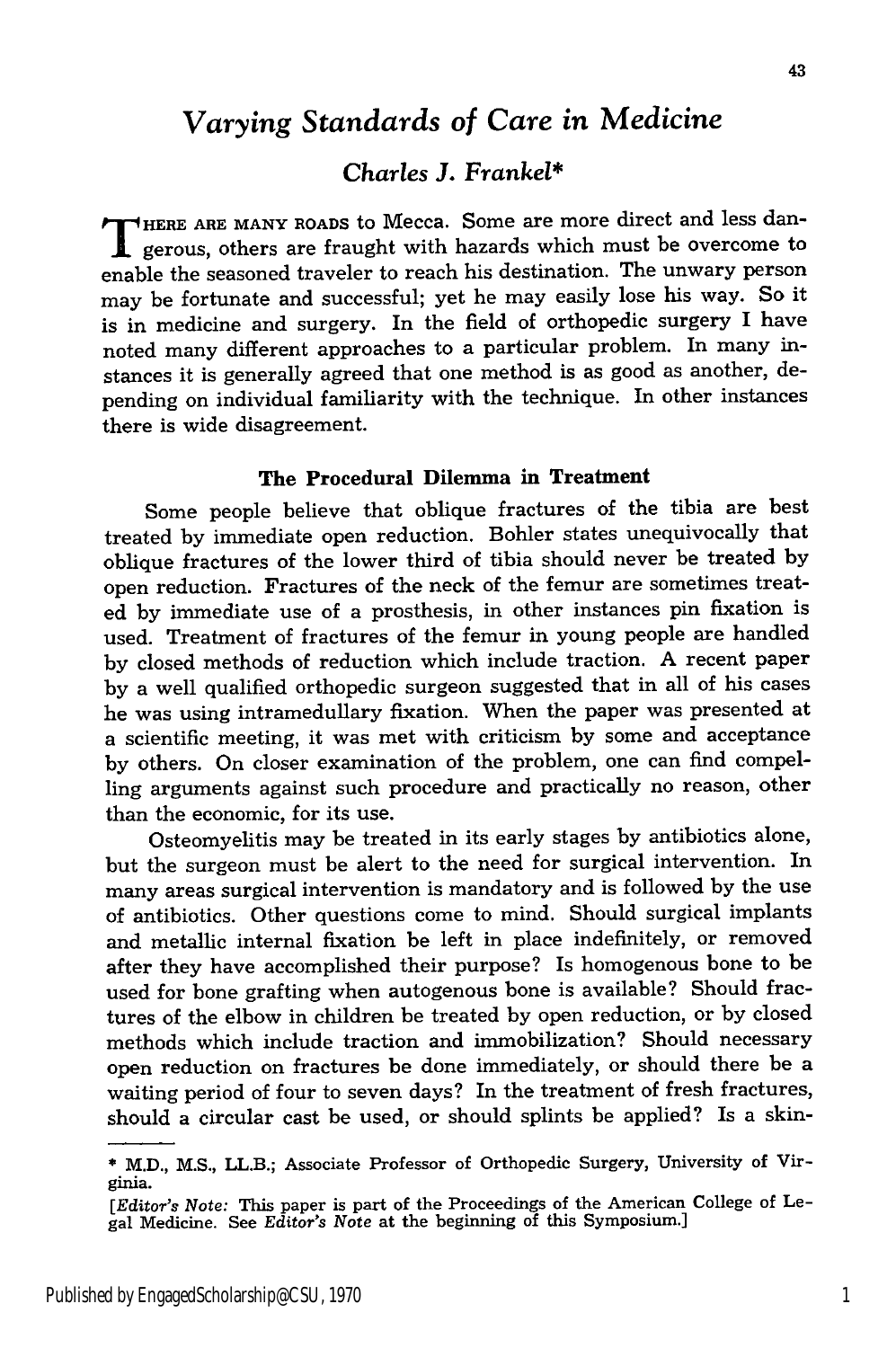# *Varying Standards of Care in Medicine*

### *Charles J. Frankel**

THERE ARE MANY ROADS to Mecca. Some are more direct and less dangerous, others are fraught with hazards which must be overcome to enable the seasoned traveler to reach his destination. The unwary person may be fortunate and successful; yet he may easily lose his way. So it is in medicine and surgery. In the field of orthopedic surgery I have noted many different approaches to a particular problem. In many instances it is generally agreed that one method is as good as another, depending on individual familiarity with the technique. In other instances there is wide disagreement.

#### The Procedural Dilemma in Treatment

Some people believe that oblique fractures of the tibia are best treated by immediate open reduction. Bohler states unequivocally that oblique fractures of the lower third of tibia should never be treated by open reduction. Fractures of the neck of the femur are sometimes treated by immediate use of a prosthesis, in other instances pin fixation is used. Treatment of fractures of the femur in young people are handled by closed methods of reduction which include traction. A recent paper by a well qualified orthopedic surgeon suggested that in all of his cases he was using intramedullary fixation. When the paper was presented at a scientific meeting, it was met with criticism by some and acceptance by others. On closer examination of the problem, one can find compelling arguments against such procedure and practically no reason, other than the economic, for its use.

Osteomyelitis may be treated in its early stages by antibiotics alone, but the surgeon must be alert to the need for surgical intervention. In many areas surgical intervention is mandatory and is followed by the use of antibiotics. Other questions come to mind. Should surgical implants and metallic internal fixation be left in place indefinitely, or removed after they have accomplished their purpose? Is homogenous bone to be used for bone grafting when autogenous bone is available? Should fractures of the elbow in children be treated by open reduction, or by closed methods which include traction and immobilization? Should necessary open reduction on fractures be done immediately, or should there be a waiting period of four to seven days? In the treatment of fresh fractures, should a circular cast be used, or should splints be applied? Is a skin-

---

\* M.D., M.S., LL.B.; Associate Professor of Orthopedic Surgery, University of Virginia.

[*Editor's Note:* This paper is part of the Proceedings of the American College of Legal Medicine. See *Editor's Note* at the beginning of this Symposium.]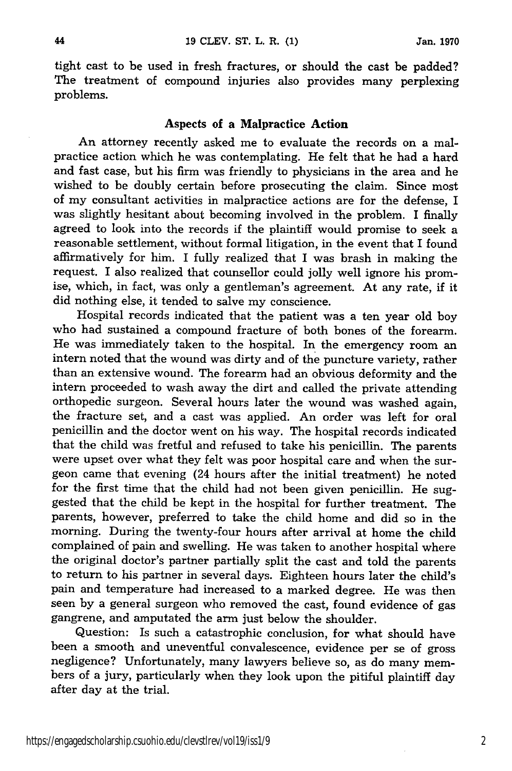tight cast to be used in fresh fractures, or should the cast be padded? The treatment of compound injuries also provides many perplexing problems.

## Aspects of a Malpractice Action

An attorney recently asked me to evaluate the records on a malpractice action which he was contemplating. He felt that he had a hard and fast case, but his firm was friendly to physicians in the area and he wished to be doubly certain before prosecuting the claim. Since most of my consultant activities in malpractice actions are for the defense, I was slightly hesitant about becoming involved in the problem. I finally agreed to look into the records if the plaintiff would promise to seek a reasonable settlement, without formal litigation, in the event that I found affirmatively for him. I fully realized that I was brash in making the request. I also realized that counsellor could jolly well ignore his promise, which, in fact, was only a gentleman's agreement. At any rate, if it did nothing else, it tended to salve my conscience.

Hospital records indicated that the patient was a ten year old boy who had sustained a compound fracture of both bones of the forearm. He was immediately taken to the hospital. In the emergency room an intern noted that the wound was dirty and of the puncture variety, rather than an extensive wound. The forearm had an obvious deformity and the intern proceeded to wash away the dirt and called the private attending orthopedic surgeon. Several hours later the wound was washed again, the fracture set, and a cast was applied. An order was left for oral penicillin and the doctor went on his way. The hospital records indicated that the child was fretful and refused to take his penicillin. The parents were upset over what they felt was poor hospital care and when the surgeon came that evening (24 hours after the initial treatment) he noted for the first time that the child had not been given penicillin. He suggested that the child be kept in the hospital for further treatment. The parents, however, preferred to take the child home and did so in the morning. During the twenty-four hours after arrival at home the child complained of pain and swelling. He was taken to another hospital where the original doctor's partner partially split the cast and told the parents to return to his partner in several days. Eighteen hours later the child's pain and temperature had increased to a marked degree. He was then seen by a general surgeon who removed the cast, found evidence of gas gangrene, and amputated the arm just below the shoulder.

Question: Is such a catastrophic conclusion, for what should have been a smooth and uneventful convalescence, evidence per se of gross negligence? Unfortunately, many lawyers believe so, as do many members of a jury, particularly when they look upon the pitiful plaintiff day after day at the trial.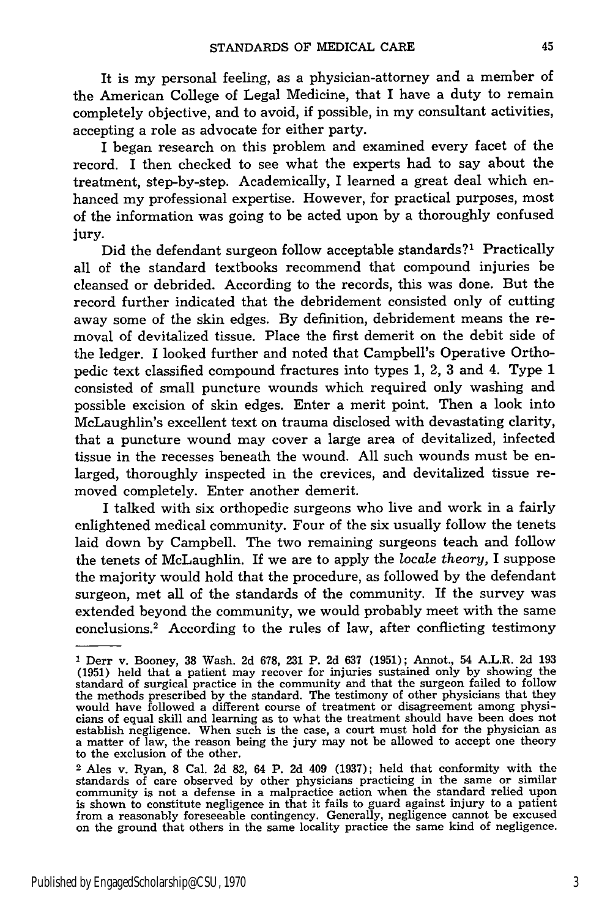It is my personal feeling, as a physician-attorney and a member of the American College of Legal Medicine, that I have a duty to remain completely objective, and to avoid, if possible, in my consultant activities, accepting a role as advocate for either party.

I began research on this problem and examined every facet of the record. I then checked to see what the experts had to say about the treatment, step-by-step. Academically, I learned a great deal which enhanced my professional expertise. However, for practical purposes, most of the information was going to be acted upon by a thoroughly confused jury.

Did the defendant surgeon follow acceptable standards?[1] Practically all of the standard textbooks recommend that compound injuries be cleansed or debrided. According to the records, this was done. But the record further indicated that the debridement consisted only of cutting away some of the skin edges. By definition, debridement means the removal of devitalized tissue. Place the first demerit on the debit side of the ledger. I looked further and noted that Campbell's Operative Orthopedic text classified compound fractures into types 1, 2, 3 and 4. Type 1 consisted of small puncture wounds which required only washing and possible excision of skin edges. Enter a merit point. Then a look into McLaughlin's excellent text on trauma disclosed with devastating clarity, that a puncture wound may cover a large area of devitalized, infected tissue in the recesses beneath the wound. All such wounds must be enlarged, thoroughly inspected in the crevices, and devitalized tissue removed completely. Enter another demerit.

I talked with six orthopedic surgeons who live and work in a fairly enlightened medical community. Four of the six usually follow the tenets laid down by Campbell. The two remaining surgeons teach and follow the tenets of McLaughlin. If we are to apply the *locale theory*, I suppose the majority would hold that the procedure, as followed by the defendant surgeon, met all of the standards of the community. If the survey was extended beyond the community, we would probably meet with the same conclusions.[2] According to the rules of law, after conflicting testimony

---

[1] Derr v. Booney, 38 Wash. 2d 678, 231 P. 2d 637 (1951); Annot., 54 A.L.R. 2d 193 (1951) held that a patient may recover for injuries sustained only by showing the standard of surgical practice in the community and that the surgeon failed to follow the methods prescribed by the standard. The testimony of other physicians that they would have followed a different course of treatment or disagreement among physicians of equal skill and learning as to what the treatment should have been does not establish negligence. When such is the case, a court must hold for the physician as a matter of law, the reason being the jury may not be allowed to accept one theory to the exclusion of the other.

[2] Ales v. Ryan, 8 Cal. 2d 82, 64 P. 2d 409 (1937); held that conformity with the standards of care observed by other physicians practicing in the same or similar community is not a defense in a malpractice action when the standard relied upon is shown to constitute negligence in that it fails to guard against injury to a patient from a reasonably foreseeable contingency. Generally, negligence cannot be excused on the ground that others in the same locality practice the same kind of negligence.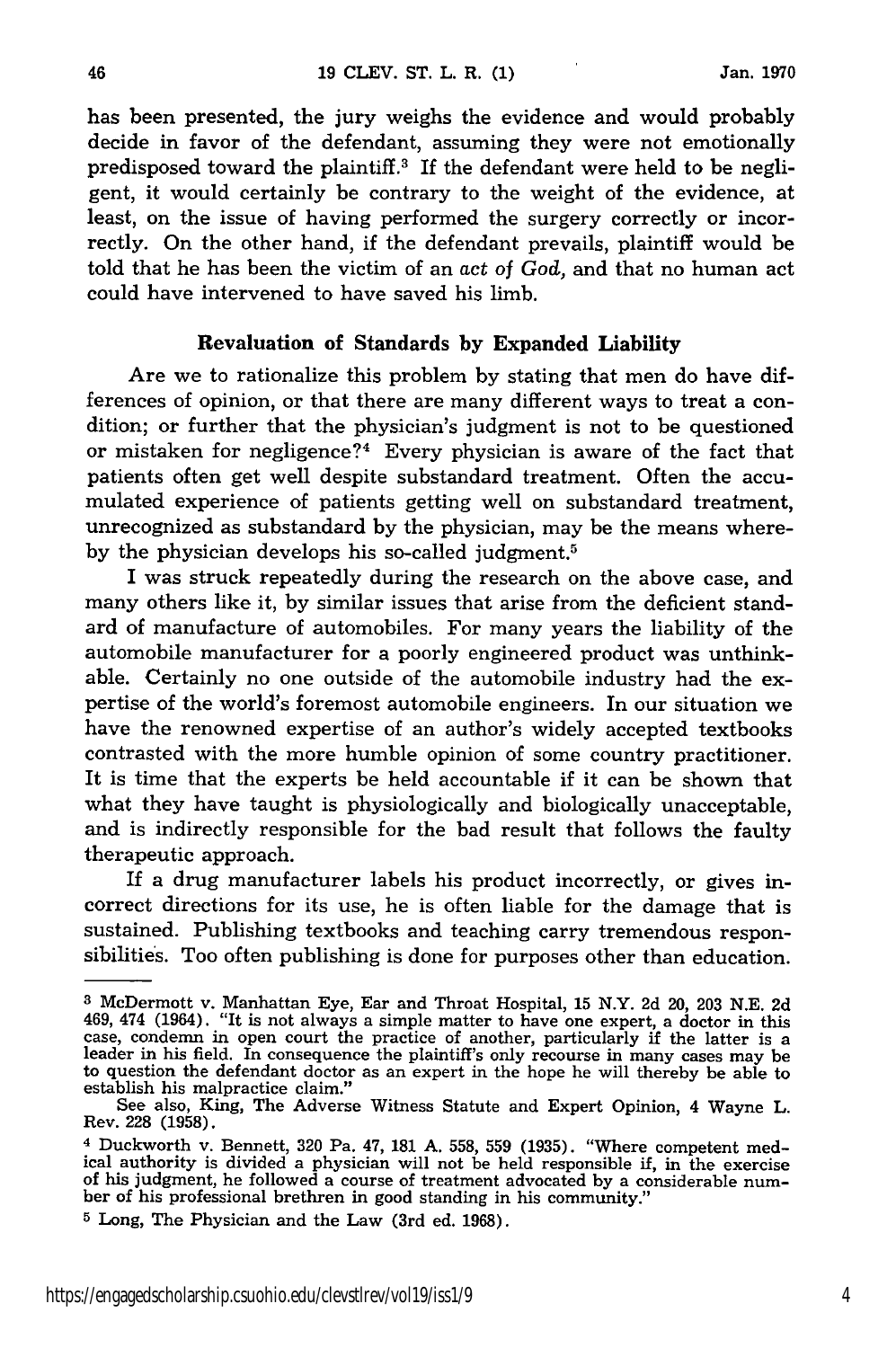has been presented, the jury weighs the evidence and would probably decide in favor of the defendant, assuming they were not emotionally predisposed toward the plaintiff.[3] If the defendant were held to be negligent, it would certainly be contrary to the weight of the evidence, at least, on the issue of having performed the surgery correctly or incorrectly. On the other hand, if the defendant prevails, plaintiff would be told that he has been the victim of an *act of God,* and that no human act could have intervened to have saved his limb.

### Revaluation of Standards by Expanded Liability

Are we to rationalize this problem by stating that men do have differences of opinion, or that there are many different ways to treat a condition; or further that the physician's judgment is not to be questioned or mistaken for negligence?[4] Every physician is aware of the fact that patients often get well despite substandard treatment. Often the accumulated experience of patients getting well on substandard treatment, unrecognized as substandard by the physician, may be the means whereby the physician develops his so-called judgment.[5]

I was struck repeatedly during the research on the above case, and many others like it, by similar issues that arise from the deficient standard of manufacture of automobiles. For many years the liability of the automobile manufacturer for a poorly engineered product was unthinkable. Certainly no one outside of the automobile industry had the expertise of the world's foremost automobile engineers. In our situation we have the renowned expertise of an author's widely accepted textbooks contrasted with the more humble opinion of some country practitioner. It is time that the experts be held accountable if it can be shown that what they have taught is physiologically and biologically unacceptable, and is indirectly responsible for the bad result that follows the faulty therapeutic approach.

If a drug manufacturer labels his product incorrectly, or gives incorrect directions for its use, he is often liable for the damage that is sustained. Publishing textbooks and teaching carry tremendous responsibilities. Too often publishing is done for purposes other than education.

---

[3] McDermott v. Manhattan Eye, Ear and Throat Hospital, 15 N.Y. 2d 20, 203 N.E. 2d 469, 474 (1964). "It is not always a simple matter to have one expert, a doctor in this case, condemn in open court the practice of another, particularly if the latter is a leader in his field. In consequence the plaintiff's only recourse in many cases may be to question the defendant doctor as an expert in the hope he will thereby be able to establish his malpractice claim."

See also, King, The Adverse Witness Statute and Expert Opinion, 4 Wayne L. Rev. 228 (1958).

[4] Duckworth v. Bennett, 320 Pa. 47, 181 A. 558, 559 (1935). "Where competent medical authority is divided a physician will not be held responsible if, in the exercise of his judgment, he followed a course of treatment advocated by a considerable number of his professional brethren in good standing in his community."

[5] Long, The Physician and the Law (3rd ed. 1968).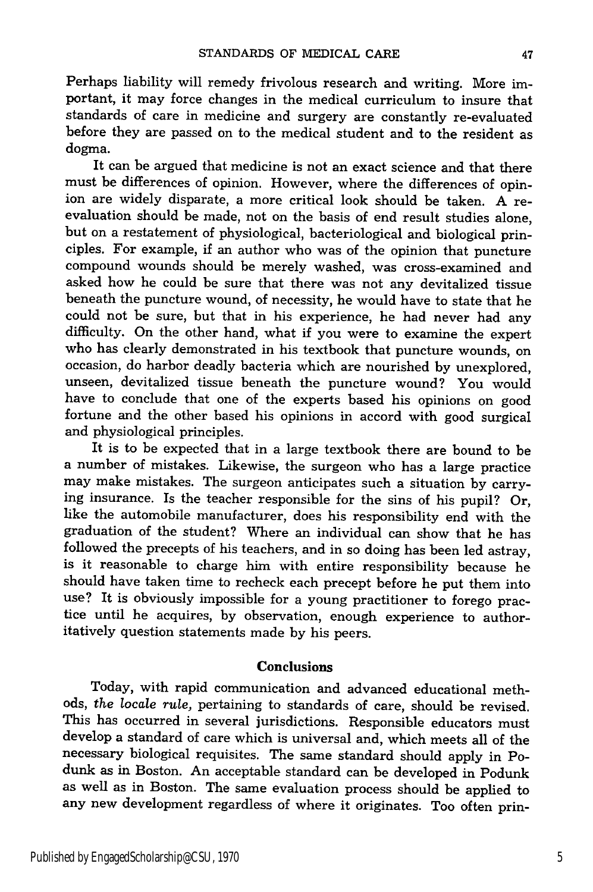Perhaps liability will remedy frivolous research and writing. More important, it may force changes in the medical curriculum to insure that standards of care in medicine and surgery are constantly re-evaluated before they are passed on to the medical student and to the resident as dogma.

It can be argued that medicine is not an exact science and that there must be differences of opinion. However, where the differences of opinion are widely disparate, a more critical look should be taken. A re-evaluation should be made, not on the basis of end result studies alone, but on a restatement of physiological, bacteriological and biological principles. For example, if an author who was of the opinion that puncture compound wounds should be merely washed, was cross-examined and asked how he could be sure that there was not any devitalized tissue beneath the puncture wound, of necessity, he would have to state that he could not be sure, but that in his experience, he had never had any difficulty. On the other hand, what if you were to examine the expert who has clearly demonstrated in his textbook that puncture wounds, on occasion, do harbor deadly bacteria which are nourished by unexplored, unseen, devitalized tissue beneath the puncture wound? You would have to conclude that one of the experts based his opinions on good fortune and the other based his opinions in accord with good surgical and physiological principles.

It is to be expected that in a large textbook there are bound to be a number of mistakes. Likewise, the surgeon who has a large practice may make mistakes. The surgeon anticipates such a situation by carrying insurance. Is the teacher responsible for the sins of his pupil? Or, like the automobile manufacturer, does his responsibility end with the graduation of the student? Where an individual can show that he has followed the precepts of his teachers, and in so doing has been led astray, is it reasonable to charge him with entire responsibility because he should have taken time to recheck each precept before he put them into use? It is obviously impossible for a young practitioner to forego practice until he acquires, by observation, enough experience to authoritatively question statements made by his peers.

## Conclusions

Today, with rapid communication and advanced educational methods, *the locale rule,* pertaining to standards of care, should be revised. This has occurred in several jurisdictions. Responsible educators must develop a standard of care which is universal and, which meets all of the necessary biological requisites. The same standard should apply in Podunk as in Boston. An acceptable standard can be developed in Podunk as well as in Boston. The same evaluation process should be applied to any new development regardless of where it originates. Too often prin-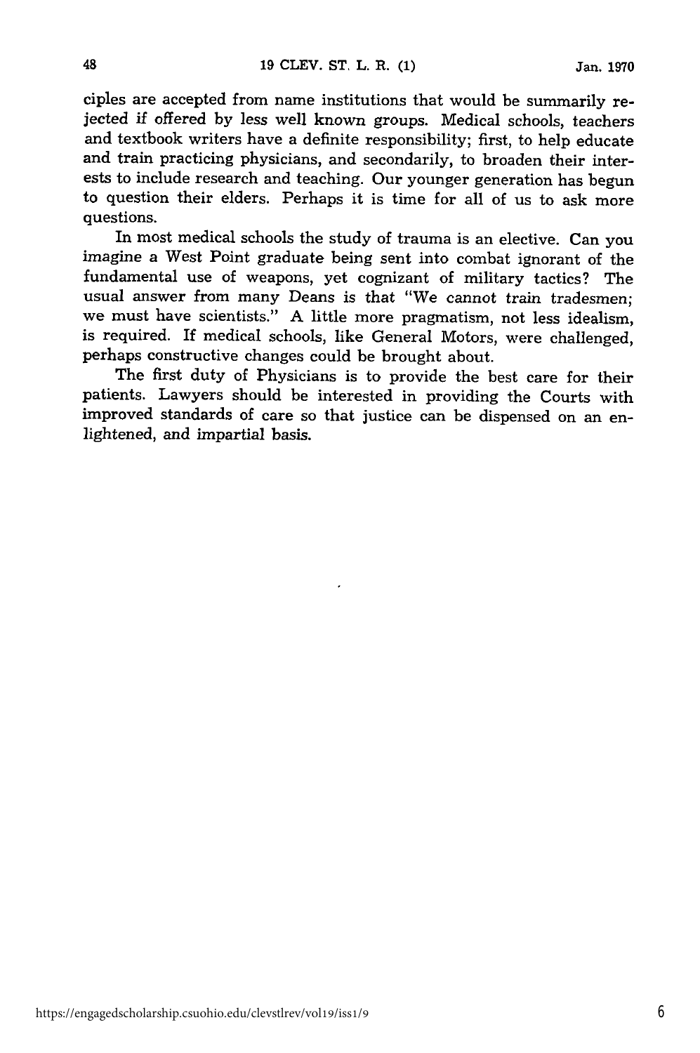ciples are accepted from name institutions that would be summarily rejected if offered by less well known groups. Medical schools, teachers and textbook writers have a definite responsibility; first, to help educate and train practicing physicians, and secondarily, to broaden their interests to include research and teaching. Our younger generation has begun to question their elders. Perhaps it is time for all of us to ask more questions.

In most medical schools the study of trauma is an elective. Can you imagine a West Point graduate being sent into combat ignorant of the fundamental use of weapons, yet cognizant of military tactics? The usual answer from many Deans is that "We cannot train tradesmen; we must have scientists." A little more pragmatism, not less idealism, is required. If medical schools, like General Motors, were challenged, perhaps constructive changes could be brought about.

The first duty of Physicians is to provide the best care for their patients. Lawyers should be interested in providing the Courts with improved standards of care so that justice can be dispensed on an enlightened, and impartial basis.